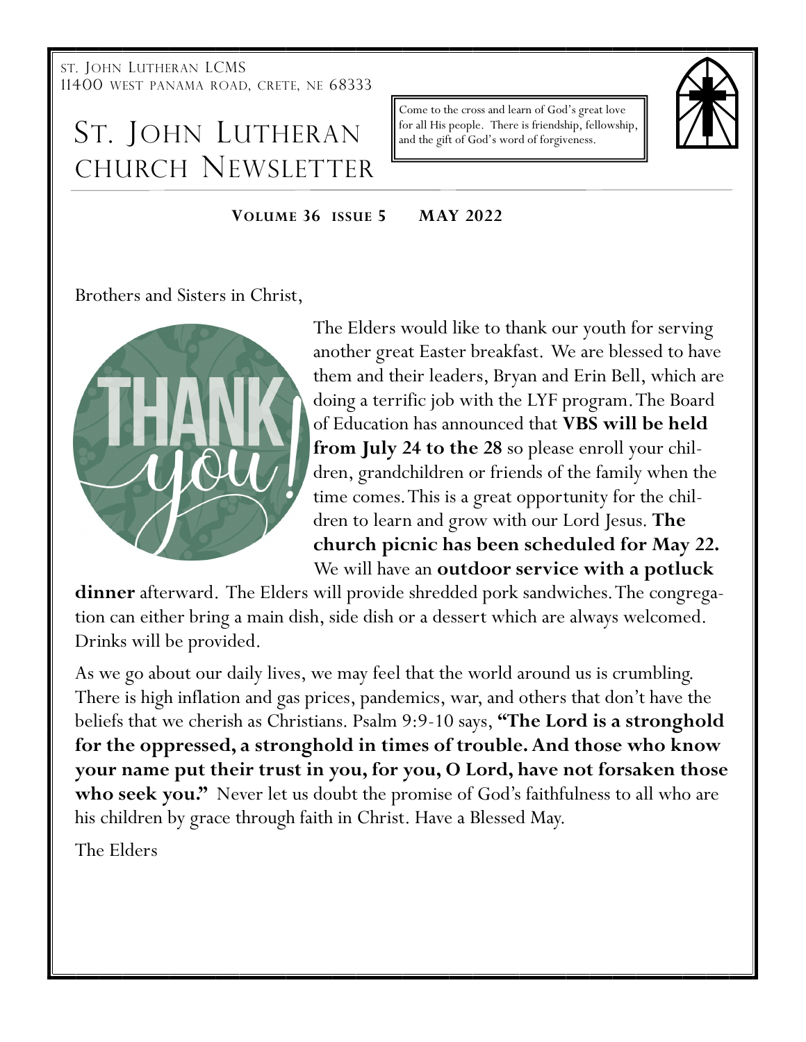ST. JOHN LUTHERAN LCMS
11400 WEST PANAMA ROAD, CRETE, NE 68333

# ST. JOHN LUTHERAN CHURCH NEWSLETTER

Come to the cross and learn of God's great love for all His people. There is friendship, fellowship, and the gift of God's word of forgiveness.

**VOLUME 36 ISSUE 5 MAY 2022**

Brothers and Sisters in Christ,

The Elders would like to thank our youth for serving another great Easter breakfast. We are blessed to have them and their leaders, Bryan and Erin Bell, which are doing a terrific job with the LYF program. The Board of Education has announced that **VBS will be held from July 24 to the 28** so please enroll your children, grandchildren or friends of the family when the time comes. This is a great opportunity for the children to learn and grow with our Lord Jesus. **The church picnic has been scheduled for May 22.** We will have an **outdoor service with a potluck dinner** afterward. The Elders will provide shredded pork sandwiches. The congregation can either bring a main dish, side dish or a dessert which are always welcomed. Drinks will be provided.

As we go about our daily lives, we may feel that the world around us is crumbling. There is high inflation and gas prices, pandemics, war, and others that don't have the beliefs that we cherish as Christians. Psalm 9:9-10 says, **"The Lord is a stronghold for the oppressed, a stronghold in times of trouble. And those who know your name put their trust in you, for you, O Lord, have not forsaken those who seek you."** Never let us doubt the promise of God's faithfulness to all who are his children by grace through faith in Christ. Have a Blessed May.

The Elders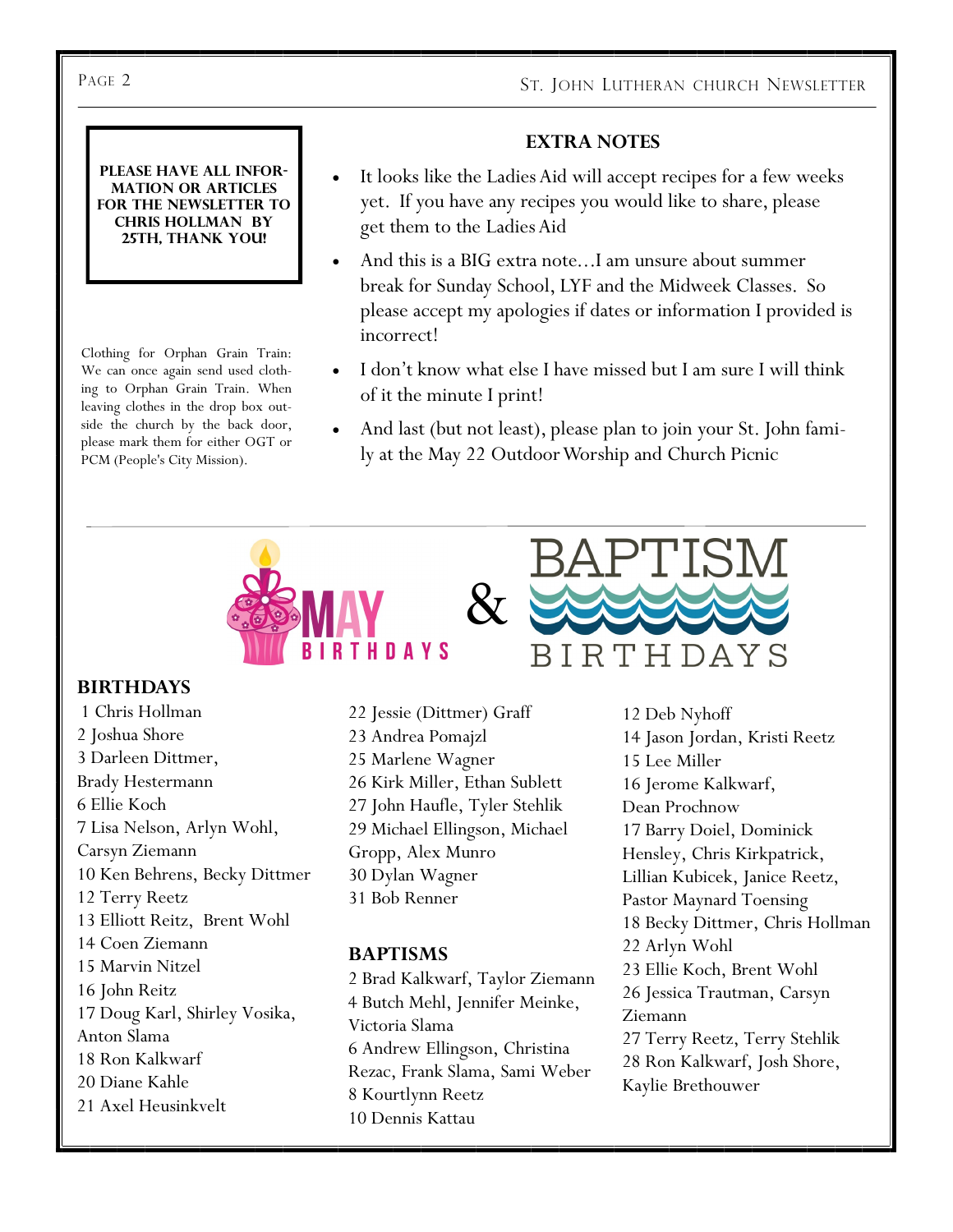**PLEASE HAVE ALL INFORMATION OR ARTICLES FOR THE NEWSLETTER TO CHRIS HOLLMAN BY 25TH, THANK YOU!**

Clothing for Orphan Grain Train: We can once again send used clothing to Orphan Grain Train. When leaving clothes in the drop box outside the church by the back door, please mark them for either OGT or PCM (People's City Mission).

## EXTRA NOTES

- It looks like the Ladies Aid will accept recipes for a few weeks yet. If you have any recipes you would like to share, please get them to the Ladies Aid
- And this is a BIG extra note…I am unsure about summer break for Sunday School, LYF and the Midweek Classes. So please accept my apologies if dates or information I provided is incorrect!
- I don't know what else I have missed but I am sure I will think of it the minute I print!
- And last (but not least), please plan to join your St. John family at the May 22 Outdoor Worship and Church Picnic

# MAY BIRTHDAYS & BAPTISM BIRTHDAYS

## BIRTHDAYS

1 Chris Hollman
2 Joshua Shore
3 Darleen Dittmer, Brady Hestermann
6 Ellie Koch
7 Lisa Nelson, Arlyn Wohl, Carsyn Ziemann
10 Ken Behrens, Becky Dittmer
12 Terry Reetz
13 Elliott Reitz, Brent Wohl
14 Coen Ziemann
15 Marvin Nitzel
16 John Reitz
17 Doug Karl, Shirley Vosika, Anton Slama
18 Ron Kalkwarf
20 Diane Kahle
21 Axel Heusinkvelt
22 Jessie (Dittmer) Graff
23 Andrea Pomajzl
25 Marlene Wagner
26 Kirk Miller, Ethan Sublett
27 John Haufle, Tyler Stehlik
29 Michael Ellingson, Michael Gropp, Alex Munro
30 Dylan Wagner
31 Bob Renner

## BAPTISMS

2 Brad Kalkwarf, Taylor Ziemann
4 Butch Mehl, Jennifer Meinke, Victoria Slama
6 Andrew Ellingson, Christina Rezac, Frank Slama, Sami Weber
8 Kourtlynn Reetz
10 Dennis Kattau
12 Deb Nyhoff
14 Jason Jordan, Kristi Reetz
15 Lee Miller
16 Jerome Kalkwarf, Dean Prochnow
17 Barry Doiel, Dominick Hensley, Chris Kirkpatrick, Lillian Kubicek, Janice Reetz, Pastor Maynard Toensing
18 Becky Dittmer, Chris Hollman
22 Arlyn Wohl
23 Ellie Koch, Brent Wohl
26 Jessica Trautman, Carsyn Ziemann
27 Terry Reetz, Terry Stehlik
28 Ron Kalkwarf, Josh Shore, Kaylie Brethouwer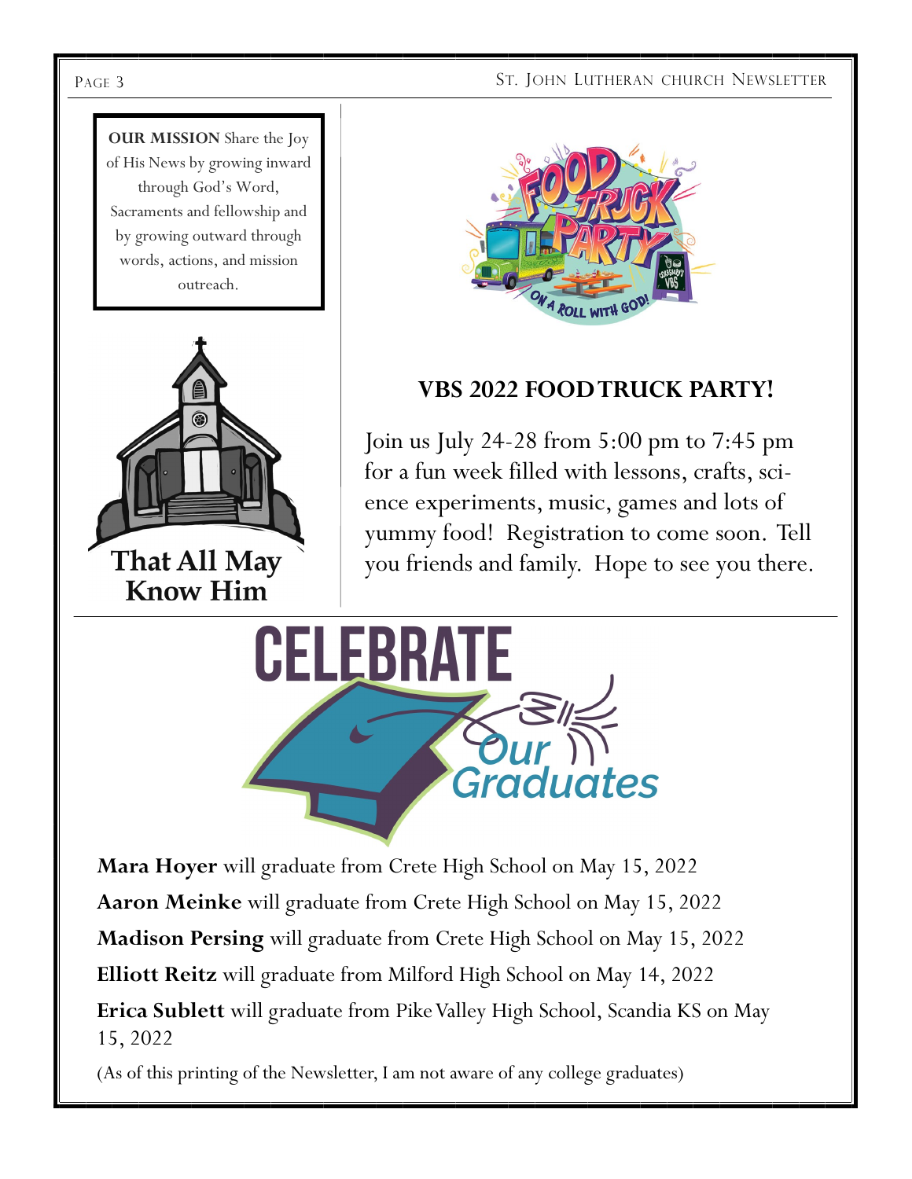**OUR MISSION** Share the Joy of His News by growing inward through God's Word, Sacraments and fellowship and by growing outward through words, actions, and mission outreach.

**That All May Know Him**

## VBS 2022 FOOD TRUCK PARTY!

Join us July 24-28 from 5:00 pm to 7:45 pm for a fun week filled with lessons, crafts, science experiments, music, games and lots of yummy food! Registration to come soon. Tell you friends and family. Hope to see you there.

## CELEBRATE Our Graduates

**Mara Hoyer** will graduate from Crete High School on May 15, 2022

**Aaron Meinke** will graduate from Crete High School on May 15, 2022

**Madison Persing** will graduate from Crete High School on May 15, 2022

**Elliott Reitz** will graduate from Milford High School on May 14, 2022

**Erica Sublett** will graduate from Pike Valley High School, Scandia KS on May 15, 2022

(As of this printing of the Newsletter, I am not aware of any college graduates)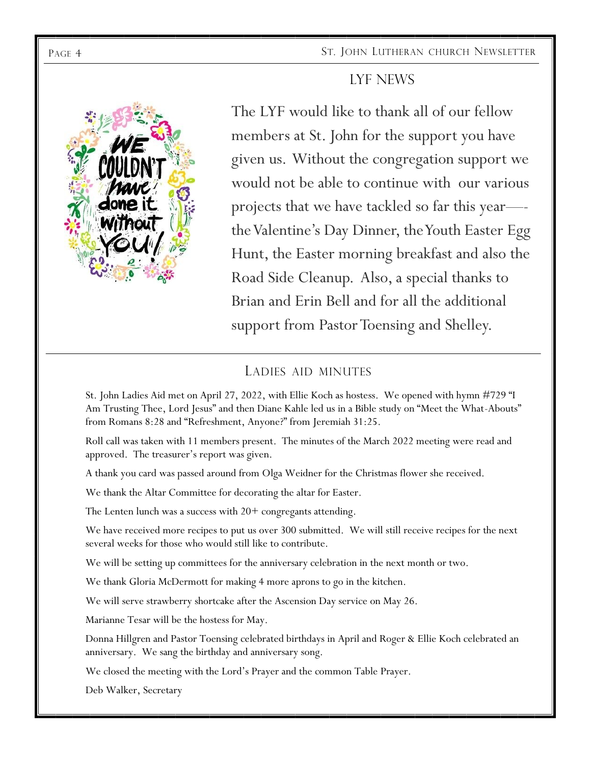## LYF NEWS

The LYF would like to thank all of our fellow members at St. John for the support you have given us. Without the congregation support we would not be able to continue with our various projects that we have tackled so far this year—- the Valentine's Day Dinner, the Youth Easter Egg Hunt, the Easter morning breakfast and also the Road Side Cleanup. Also, a special thanks to Brian and Erin Bell and for all the additional support from Pastor Toensing and Shelley.

## LADIES AID MINUTES

St. John Ladies Aid met on April 27, 2022, with Ellie Koch as hostess. We opened with hymn #729 "I Am Trusting Thee, Lord Jesus" and then Diane Kahle led us in a Bible study on "Meet the What-Abouts" from Romans 8:28 and "Refreshment, Anyone?" from Jeremiah 31:25.

Roll call was taken with 11 members present. The minutes of the March 2022 meeting were read and approved. The treasurer's report was given.

A thank you card was passed around from Olga Weidner for the Christmas flower she received.

We thank the Altar Committee for decorating the altar for Easter.

The Lenten lunch was a success with 20+ congregants attending.

We have received more recipes to put us over 300 submitted. We will still receive recipes for the next several weeks for those who would still like to contribute.

We will be setting up committees for the anniversary celebration in the next month or two.

We thank Gloria McDermott for making 4 more aprons to go in the kitchen.

We will serve strawberry shortcake after the Ascension Day service on May 26.

Marianne Tesar will be the hostess for May.

Donna Hillgren and Pastor Toensing celebrated birthdays in April and Roger & Ellie Koch celebrated an anniversary. We sang the birthday and anniversary song.

We closed the meeting with the Lord's Prayer and the common Table Prayer.

Deb Walker, Secretary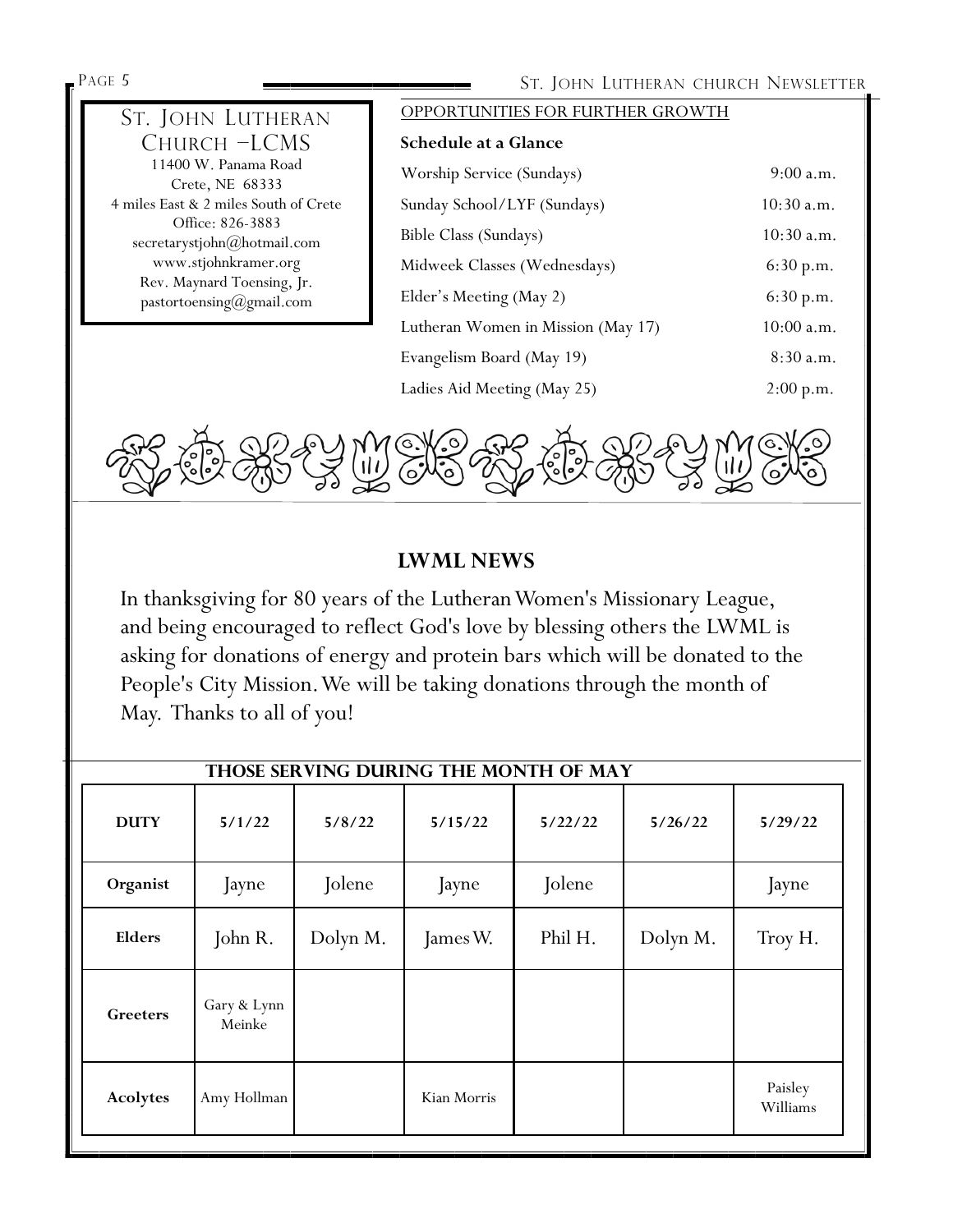## St. John Lutheran Church –LCMS

11400 W. Panama Road
Crete, NE 68333
4 miles East & 2 miles South of Crete
Office: 826-3883
secretarystjohn@hotmail.com
www.stjohnkramer.org
Rev. Maynard Toensing, Jr.
pastortoensing@gmail.com

## OPPORTUNITIES FOR FURTHER GROWTH

**Schedule at a Glance**

| | |
|---|---|
| Worship Service (Sundays) | 9:00 a.m. |
| Sunday School/LYF (Sundays) | 10:30 a.m. |
| Bible Class (Sundays) | 10:30 a.m. |
| Midweek Classes (Wednesdays) | 6:30 p.m. |
| Elder's Meeting (May 2) | 6:30 p.m. |
| Lutheran Women in Mission (May 17) | 10:00 a.m. |
| Evangelism Board (May 19) | 8:30 a.m. |
| Ladies Aid Meeting (May 25) | 2:00 p.m. |

## LWML NEWS

In thanksgiving for 80 years of the Lutheran Women's Missionary League, and being encouraged to reflect God's love by blessing others the LWML is asking for donations of energy and protein bars which will be donated to the People's City Mission. We will be taking donations through the month of May. Thanks to all of you!

## THOSE SERVING DURING THE MONTH OF MAY

| DUTY | 5/1/22 | 5/8/22 | 5/15/22 | 5/22/22 | 5/26/22 | 5/29/22 |
|---|---|---|---|---|---|---|
| Organist | Jayne | Jolene | Jayne | Jolene | | Jayne |
| Elders | John R. | Dolyn M. | James W. | Phil H. | Dolyn M. | Troy H. |
| Greeters | Gary & Lynn Meinke | | | | | |
| Acolytes | Amy Hollman | | Kian Morris | | | Paisley Williams |